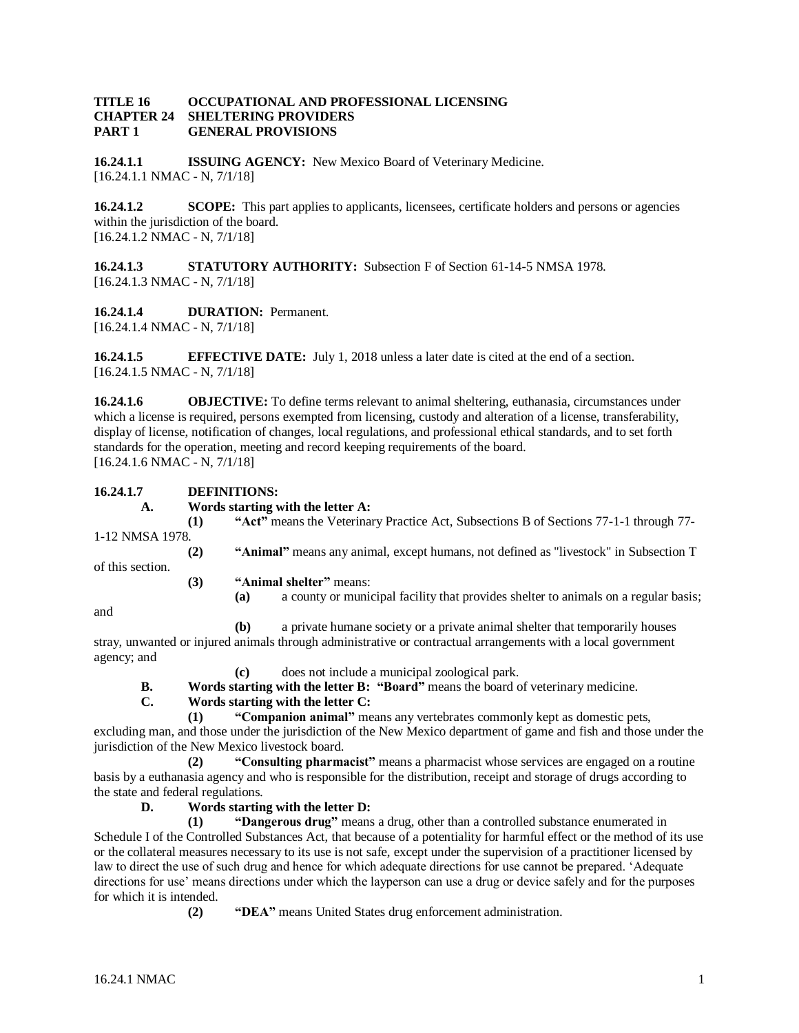**TITLE 16 OCCUPATIONAL AND PROFESSIONAL LICENSING**
**CHAPTER 24 SHELTERING PROVIDERS**
**PART 1 GENERAL PROVISIONS**

**16.24.1.1 ISSUING AGENCY:** New Mexico Board of Veterinary Medicine.
[16.24.1.1 NMAC - N, 7/1/18]

**16.24.1.2 SCOPE:** This part applies to applicants, licensees, certificate holders and persons or agencies within the jurisdiction of the board.
[16.24.1.2 NMAC - N, 7/1/18]

**16.24.1.3 STATUTORY AUTHORITY:** Subsection F of Section 61-14-5 NMSA 1978.
[16.24.1.3 NMAC - N, 7/1/18]

**16.24.1.4 DURATION:** Permanent.
[16.24.1.4 NMAC - N, 7/1/18]

**16.24.1.5 EFFECTIVE DATE:** July 1, 2018 unless a later date is cited at the end of a section.
[16.24.1.5 NMAC - N, 7/1/18]

**16.24.1.6 OBJECTIVE:** To define terms relevant to animal sheltering, euthanasia, circumstances under which a license is required, persons exempted from licensing, custody and alteration of a license, transferability, display of license, notification of changes, local regulations, and professional ethical standards, and to set forth standards for the operation, meeting and record keeping requirements of the board.
[16.24.1.6 NMAC - N, 7/1/18]

**16.24.1.7 DEFINITIONS:**

**A. Words starting with the letter A:**

**(1) "Act"** means the Veterinary Practice Act, Subsections B of Sections 77-1-1 through 77-1-12 NMSA 1978.

**(2) "Animal"** means any animal, except humans, not defined as "livestock" in Subsection T of this section.

**(3) "Animal shelter"** means:

**(a)** a county or municipal facility that provides shelter to animals on a regular basis; and

**(b)** a private humane society or a private animal shelter that temporarily houses stray, unwanted or injured animals through administrative or contractual arrangements with a local government agency; and

**(c)** does not include a municipal zoological park.

**B. Words starting with the letter B: "Board"** means the board of veterinary medicine.

**C. Words starting with the letter C:**

**(1) "Companion animal"** means any vertebrates commonly kept as domestic pets, excluding man, and those under the jurisdiction of the New Mexico department of game and fish and those under the jurisdiction of the New Mexico livestock board.

**(2) "Consulting pharmacist"** means a pharmacist whose services are engaged on a routine basis by a euthanasia agency and who is responsible for the distribution, receipt and storage of drugs according to the state and federal regulations.

**D. Words starting with the letter D:**

**(1) "Dangerous drug"** means a drug, other than a controlled substance enumerated in Schedule I of the Controlled Substances Act, that because of a potentiality for harmful effect or the method of its use or the collateral measures necessary to its use is not safe, except under the supervision of a practitioner licensed by law to direct the use of such drug and hence for which adequate directions for use cannot be prepared. 'Adequate directions for use' means directions under which the layperson can use a drug or device safely and for the purposes for which it is intended.

**(2) "DEA"** means United States drug enforcement administration.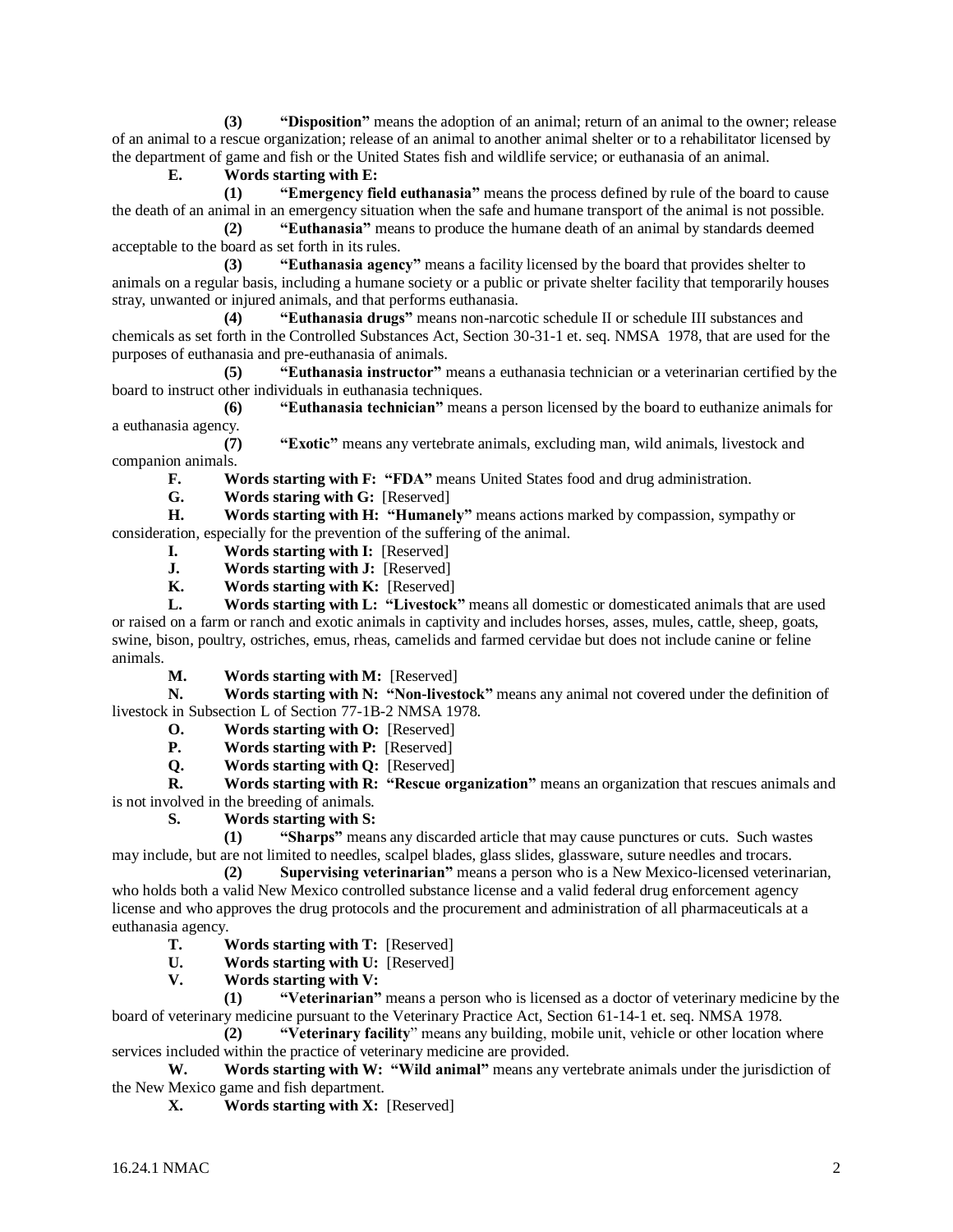**(3) "Disposition"** means the adoption of an animal; return of an animal to the owner; release of an animal to a rescue organization; release of an animal to another animal shelter or to a rehabilitator licensed by the department of game and fish or the United States fish and wildlife service; or euthanasia of an animal.

**E. Words starting with E:**

**(1) "Emergency field euthanasia"** means the process defined by rule of the board to cause the death of an animal in an emergency situation when the safe and humane transport of the animal is not possible.

**(2) "Euthanasia"** means to produce the humane death of an animal by standards deemed acceptable to the board as set forth in its rules.

**(3) "Euthanasia agency"** means a facility licensed by the board that provides shelter to animals on a regular basis, including a humane society or a public or private shelter facility that temporarily houses stray, unwanted or injured animals, and that performs euthanasia.

**(4) "Euthanasia drugs"** means non-narcotic schedule II or schedule III substances and chemicals as set forth in the Controlled Substances Act, Section 30-31-1 et. seq. NMSA 1978, that are used for the purposes of euthanasia and pre-euthanasia of animals.

**(5) "Euthanasia instructor"** means a euthanasia technician or a veterinarian certified by the board to instruct other individuals in euthanasia techniques.

**(6) "Euthanasia technician"** means a person licensed by the board to euthanize animals for a euthanasia agency.

**(7) "Exotic"** means any vertebrate animals, excluding man, wild animals, livestock and companion animals.

**F. Words starting with F: "FDA"** means United States food and drug administration.

**G. Words staring with G:** [Reserved]

**H. Words starting with H: "Humanely"** means actions marked by compassion, sympathy or consideration, especially for the prevention of the suffering of the animal.

**I. Words starting with I:** [Reserved]

**J. Words starting with J:** [Reserved]

**K. Words starting with K:** [Reserved]

**L. Words starting with L: "Livestock"** means all domestic or domesticated animals that are used or raised on a farm or ranch and exotic animals in captivity and includes horses, asses, mules, cattle, sheep, goats, swine, bison, poultry, ostriches, emus, rheas, camelids and farmed cervidae but does not include canine or feline animals.

**M. Words starting with M:** [Reserved]

**N. Words starting with N: "Non-livestock"** means any animal not covered under the definition of livestock in Subsection L of Section 77-1B-2 NMSA 1978.

**O. Words starting with O:** [Reserved]

**P. Words starting with P:** [Reserved]

**Q. Words starting with Q:** [Reserved]

**R. Words starting with R: "Rescue organization"** means an organization that rescues animals and is not involved in the breeding of animals.

**S. Words starting with S:**

**(1) "Sharps"** means any discarded article that may cause punctures or cuts. Such wastes may include, but are not limited to needles, scalpel blades, glass slides, glassware, suture needles and trocars.

**(2) Supervising veterinarian"** means a person who is a New Mexico-licensed veterinarian, who holds both a valid New Mexico controlled substance license and a valid federal drug enforcement agency license and who approves the drug protocols and the procurement and administration of all pharmaceuticals at a euthanasia agency.

**T. Words starting with T:** [Reserved]

**U. Words starting with U:** [Reserved]

**V. Words starting with V:**

**(1) "Veterinarian"** means a person who is licensed as a doctor of veterinary medicine by the board of veterinary medicine pursuant to the Veterinary Practice Act, Section 61-14-1 et. seq. NMSA 1978.

**(2) "Veterinary facility"** means any building, mobile unit, vehicle or other location where services included within the practice of veterinary medicine are provided.

**W. Words starting with W: "Wild animal"** means any vertebrate animals under the jurisdiction of the New Mexico game and fish department.

**X. Words starting with X:** [Reserved]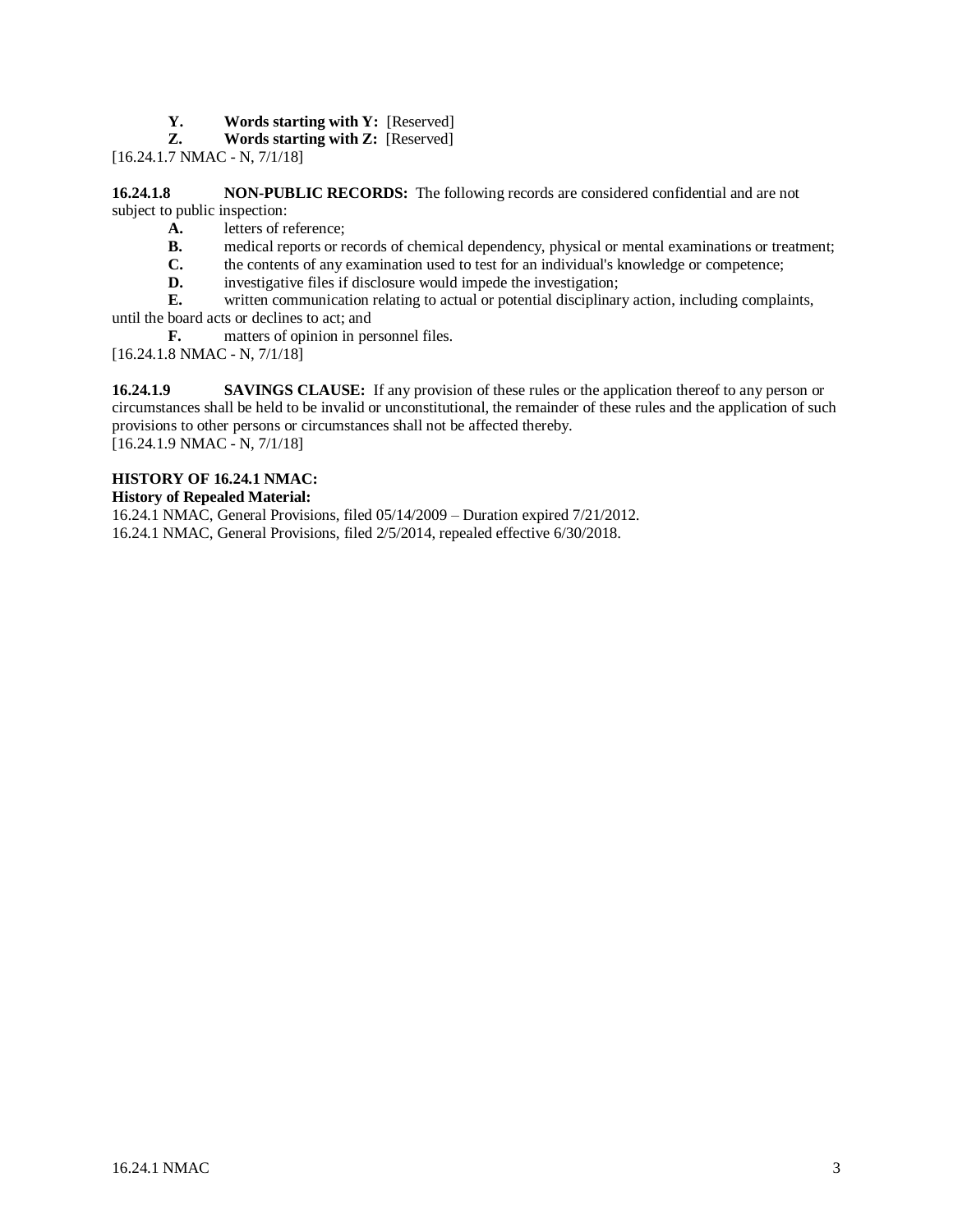**Y. Words starting with Y:** [Reserved]

**Z. Words starting with Z:** [Reserved]

[16.24.1.7 NMAC - N, 7/1/18]

**16.24.1.8 NON-PUBLIC RECORDS:** The following records are considered confidential and are not subject to public inspection:

**A.** letters of reference;

**B.** medical reports or records of chemical dependency, physical or mental examinations or treatment;

**C.** the contents of any examination used to test for an individual's knowledge or competence;

**D.** investigative files if disclosure would impede the investigation;

**E.** written communication relating to actual or potential disciplinary action, including complaints, until the board acts or declines to act; and

**F.** matters of opinion in personnel files.

[16.24.1.8 NMAC - N, 7/1/18]

**16.24.1.9 SAVINGS CLAUSE:** If any provision of these rules or the application thereof to any person or circumstances shall be held to be invalid or unconstitutional, the remainder of these rules and the application of such provisions to other persons or circumstances shall not be affected thereby.

[16.24.1.9 NMAC - N, 7/1/18]

**HISTORY OF 16.24.1 NMAC:**

**History of Repealed Material:**

16.24.1 NMAC, General Provisions, filed 05/14/2009 – Duration expired 7/21/2012.

16.24.1 NMAC, General Provisions, filed 2/5/2014, repealed effective 6/30/2018.